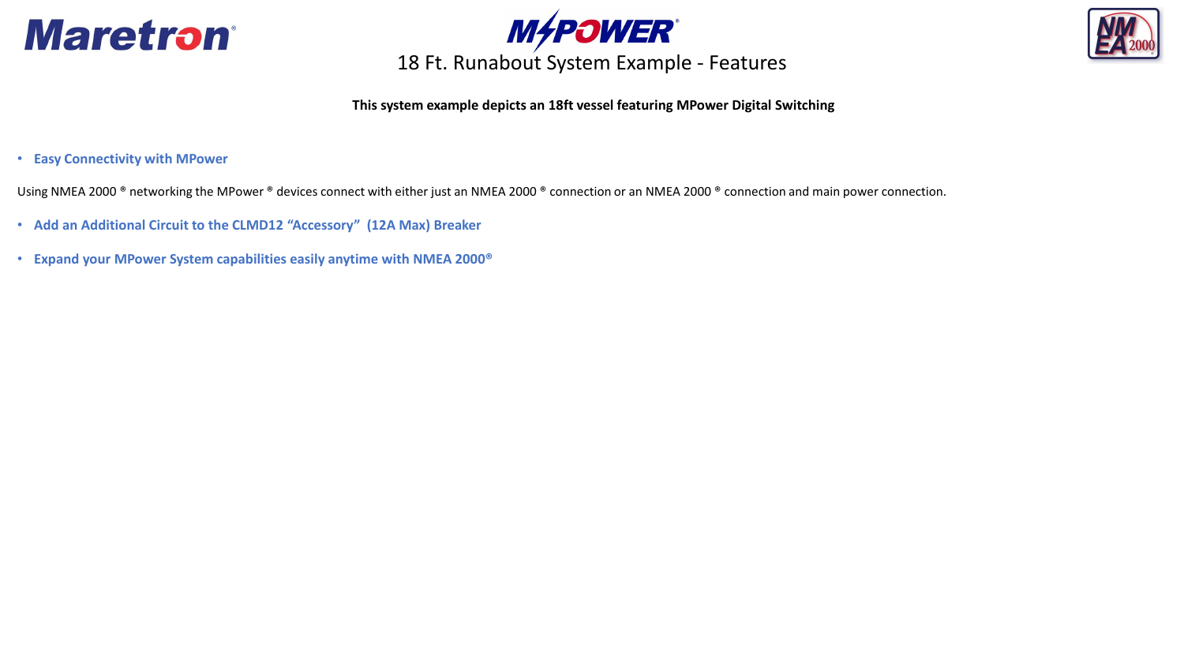# 18 Ft. Runabout System Example - Features

**This system example depicts an 18ft vessel featuring MPower Digital Switching**

- **Easy Connectivity with MPower**

Using NMEA 2000 ® networking the MPower ® devices connect with either just an NMEA 2000 ® connection or an NMEA 2000 ® connection and main power connection.

- **Add an Additional Circuit to the CLMD12 "Accessory" (12A Max) Breaker**
- **Expand your MPower System capabilities easily anytime with NMEA 2000®**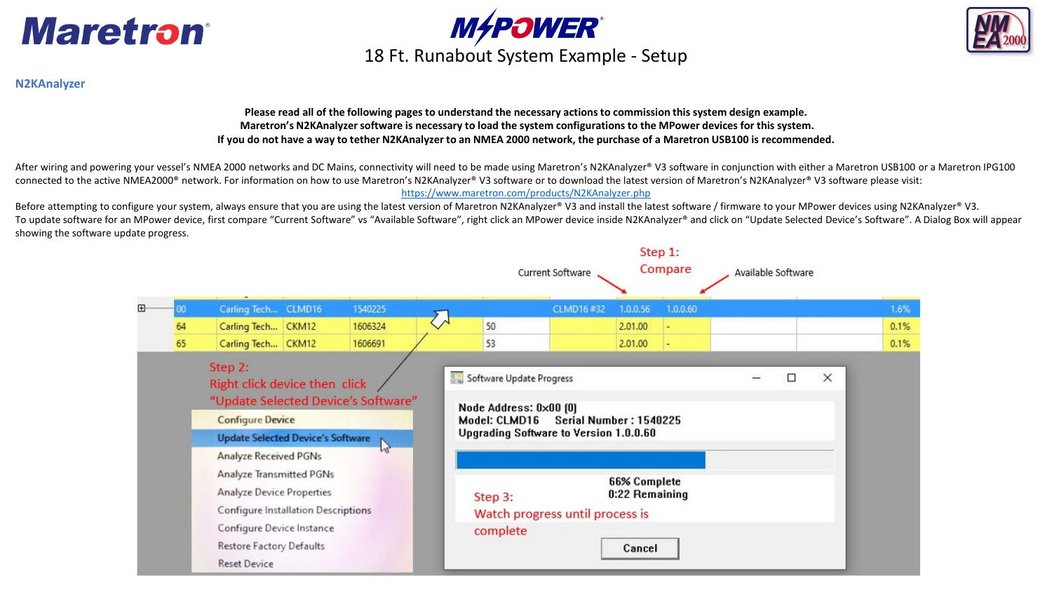# 18 Ft. Runabout System Example - Setup

## N2KAnalyzer

**Please read all of the following pages to understand the necessary actions to commission this system design example.**
**Maretron's N2KAnalyzer software is necessary to load the system configurations to the MPower devices for this system.**
**If you do not have a way to tether N2KAnalyzer to an NMEA 2000 network, the purchase of a Maretron USB100 is recommended.**

After wiring and powering your vessel's NMEA 2000 networks and DC Mains, connectivity will need to be made using Maretron's N2KAnalyzer® V3 software in conjunction with either a Maretron USB100 or a Maretron IPG100 connected to the active NMEA2000® network. For information on how to use Maretron's N2KAnalyzer® V3 software or to download the latest version of Maretron's N2KAnalyzer® V3 software please visit: https://www.maretron.com/products/N2KAnalyzer.php

Before attempting to configure your system, always ensure that you are using the latest version of Maretron N2KAnalyzer® V3 and install the latest software / firmware to your MPower devices using N2KAnalyzer® V3.
To update software for an MPower device, first compare "Current Software" vs "Available Software", right click an MPower device inside N2KAnalyzer® and click on "Update Selected Device's Software". A Dialog Box will appear showing the software update progress.

Step 1: Compare — Current Software / Available Software

| Address | Manufacturer | Model | Serial Number | | Instance | Label | Current Software | Available Software | | | Load |
|---|---|---|---|---|---|---|---|---|---|---|---|
| 00 | Carling Tech... | CLMD16 | 1540225 | | | CLMD16 #32 | 1.0.0.56 | 1.0.0.60 | | | 1.6% |
| 64 | Carling Tech... | CKM12 | 1606324 | | 50 | | 2.01.00 | - | | | 0.1% |
| 65 | Carling Tech... | CKM12 | 1606691 | | 53 | | 2.01.00 | - | | | 0.1% |

Step 2: Right click device then click "Update Selected Device's Software"

- Configure Device
- Update Selected Device's Software
- Analyze Received PGNs
- Analyze Transmitted PGNs
- Analyze Device Properties
- Configure Installation Descriptions
- Configure Device Instance
- Restore Factory Defaults
- Reset Device

**Software Update Progress**

Node Address: 0x00 (0)
Model: CLMD16 Serial Number : 1540225
Upgrading Software to Version 1.0.0.60

66% Complete
0:22 Remaining

Cancel

Step 3: Watch progress until process is complete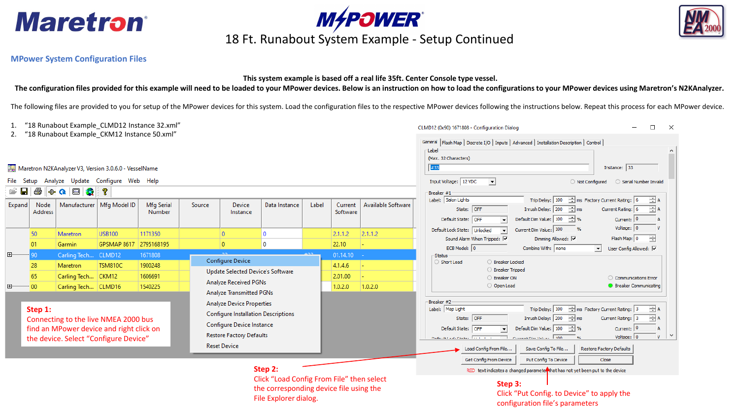# 18 Ft. Runabout System Example - Setup Continued

## MPower System Configuration Files

**This system example is based off a real life 35ft. Center Console type vessel.**

**The configuration files provided for this example will need to be loaded to your MPower devices. Below is an instruction on how to load the configurations to your MPower devices using Maretron's N2KAnalyzer.**

The following files are provided to you for setup of the MPower devices for this system. Load the configuration files to the respective MPower devices following the instructions below. Repeat this process for each MPower device.

1. "18 Runabout Example_CLMD12 Instance 32.xml"
2. "18 Runabout Example_CKM12 Instance 50.xml"

Maretron N2KAnalyzer V3, Version 3.0.6.0 - VesselName

File Setup Analyze Update Configure Web Help

| Expand | Node Address | Manufacturer | Mfg Model ID | Mfg Serial Number | Source | Device Instance | Data Instance | Label | Current Software | Available Software |
|---|---|---|---|---|---|---|---|---|---|---|
| | 50 | Maretron | USB100 | 1171350 | | 0 | 0 | | 2.1.1.2 | 2.1.1.2 |
| | 01 | Garmin | GPSMAP 8617 | 2795168195 | | 0 | 0 | | 22.10 | - |
| ⊞ | 90 | Carling Tech... | CLMD12 | 1671808 | | | | #33 | 01.14.10 | - |
| | 28 | Maretron | TSM810C | 1900248 | | | | | 4.1.4.6 | - |
| | 65 | Carling Tech... | CKM12 | 1606691 | | | | | 2.01.00 | - |
| ⊞ | 00 | Carling Tech... | CLMD16 | 1540225 | | | | | 1.0.2.0 | 1.0.2.0 |

Context menu: Configure Device; Update Selected Device's Software; Analyze Received PGNs; Analyze Transmitted PGNs; Analyze Device Properties; Configure Installation Descriptions; Configure Device Instance; Restore Factory Defaults; Reset Device

**Step 1:**
Connecting to the live NMEA 2000 bus find an MPower device and right click on the device. Select "Configure Device"

CLMD12 (0x90) 1671808 - Configuration Dialog

General | Flash Map | Discrete I/O | Inputs | Advanced | Installation Description | Control

Label (Max. 32 Characters): #33 — Instance: 33

Input Voltage: 12 VDC — Not Configured — Serial Number Invalid

Breaker #1 — Label: Salon Lights; State: OFF; Default State: OFF; Default Lock State: Unlocked; Sound Alarm When Tripped: ☑; ECB Model: 0; Trip Delay: 100 ms; Inrush Delay: 200 ms; Default Dim Value: 100 %; Current Dim Value: 100 %; Dimming Allowed: ☑; Combine With: none; Factory Current Rating: 6 A; Current Rating: 6 A; Current: 0 A; Voltage: 0 V; Flash Map: 0; User Config Allowed: ☑

Status: Short Load; Breaker Locked; Breaker Tripped; Breaker ON; Open Load; Communications Error; Breaker Communicating

Breaker #2 — Label: Map Light; State: OFF; Default State: OFF; Trip Delay: 100 ms; Inrush Delay: 200 ms; Default Dim Value: 100 %; Factory Current Rating: 3 A; Current Rating: 3 A; Current: 0 A; Voltage: 0 V

Load Config From File... | Save Config To File... | Restore Factory Defaults | Get Config From Device | Put Config To Device | Close

RED text indicates a changed parameter that has not yet been put to the device

**Step 2:**
Click "Load Config From File" then select the corresponding device file using the File Explorer dialog.

**Step 3:**
Click "Put Config. to Device" to apply the configuration file's parameters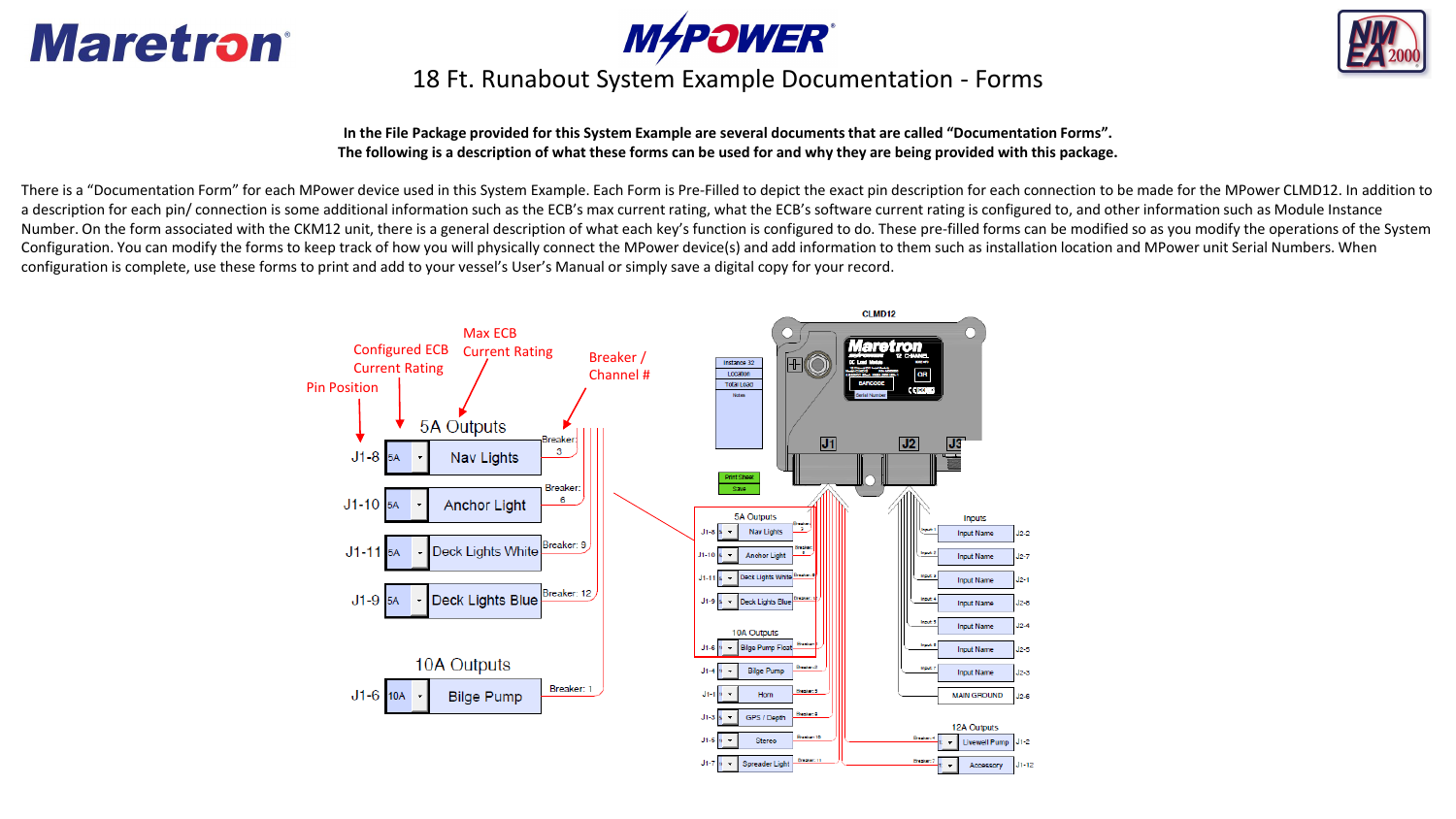# 18 Ft. Runabout System Example Documentation - Forms

**In the File Package provided for this System Example are several documents that are called "Documentation Forms". The following is a description of what these forms can be used for and why they are being provided with this package.**

There is a "Documentation Form" for each MPower device used in this System Example. Each Form is Pre-Filled to depict the exact pin description for each connection to be made for the MPower CLMD12. In addition to a description for each pin/ connection is some additional information such as the ECB's max current rating, what the ECB's software current rating is configured to, and other information such as Module Instance Number. On the form associated with the CKM12 unit, there is a general description of what each key's function is configured to do. These pre-filled forms can be modified so as you modify the operations of the System Configuration. You can modify the forms to keep track of how you will physically connect the MPower device(s) and add information to them such as installation location and MPower unit Serial Numbers. When configuration is complete, use these forms to print and add to your vessel's User's Manual or simply save a digital copy for your record.

Pin Position | Configured ECB Current Rating | Max ECB Current Rating | Breaker / Channel #

**5A Outputs**

| Pin | Rating | Name | Breaker |
|---|---|---|---|
| J1-8 | 5A | Nav Lights | Breaker: 3 |
| J1-10 | 5A | Anchor Light | Breaker: 6 |
| J1-11 | 5A | Deck Lights White | Breaker: 9 |
| J1-9 | 5A | Deck Lights Blue | Breaker: 12 |

**10A Outputs**

| Pin | Rating | Name | Breaker |
|---|---|---|---|
| J1-6 | 10A | Bilge Pump | Breaker: 1 |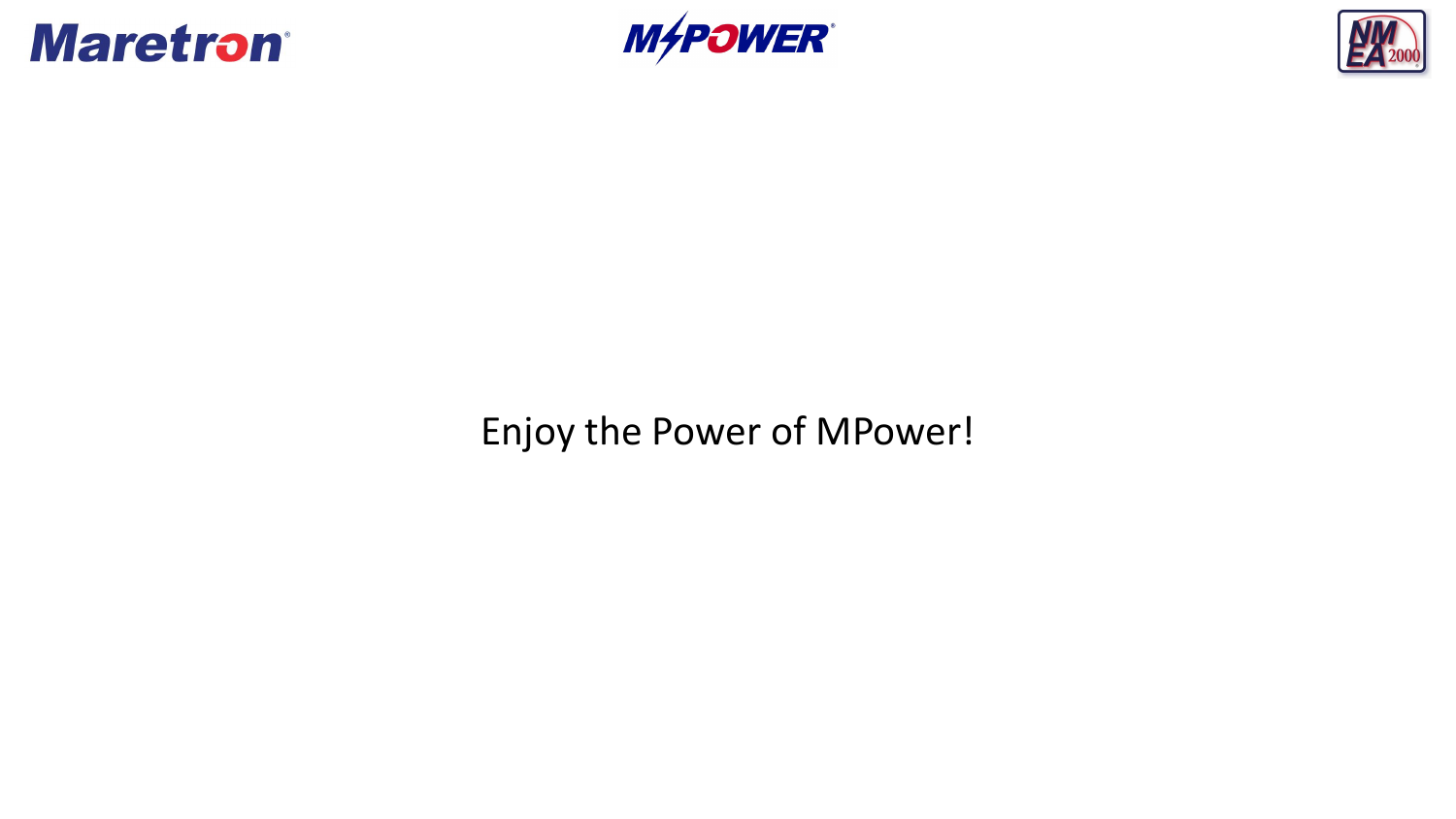Enjoy the Power of MPower!